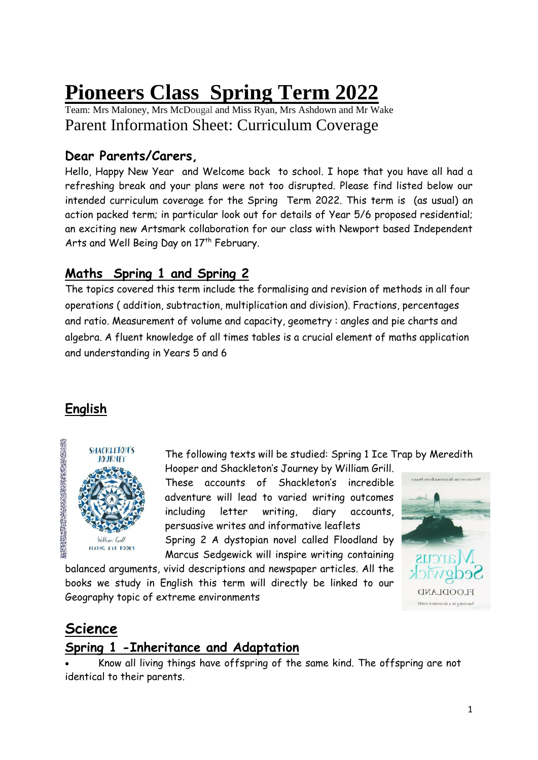# Pioneers Class Spring Term 2022

Team: Mrs Maloney, Mrs McDougal and Miss Ryan, Mrs Ashdown and Mr Wake

Parent Information Sheet: Curriculum Coverage

## Dear Parents/Carers,

Hello, Happy New Year and Welcome back to school. I hope that you have all had a refreshing break and your plans were not too disrupted. Please find listed below our intended curriculum coverage for the Spring Term 2022. This term is (as usual) an action packed term; in particular look out for details of Year 5/6 proposed residential; an exciting new Artsmark collaboration for our class with Newport based Independent Arts and Well Being Day on 17th February.

## Maths Spring 1 and Spring 2

The topics covered this term include the formalising and revision of methods in all four operations ( addition, subtraction, multiplication and division). Fractions, percentages and ratio. Measurement of volume and capacity, geometry : angles and pie charts and algebra. A fluent knowledge of all times tables is a crucial element of maths application and understanding in Years 5 and 6

## English

The following texts will be studied: Spring 1 Ice Trap by Meredith Hooper and Shackleton's Journey by William Grill. These accounts of Shackleton's incredible adventure will lead to varied writing outcomes including letter writing, diary accounts, persuasive writes and informative leaflets

Spring 2 A dystopian novel called Floodland by Marcus Sedgewick will inspire writing containing balanced arguments, vivid descriptions and newspaper articles. All the books we study in English this term will directly be linked to our Geography topic of extreme environments

## Science

## Spring 1 -Inheritance and Adaptation

- Know all living things have offspring of the same kind. The offspring are not identical to their parents.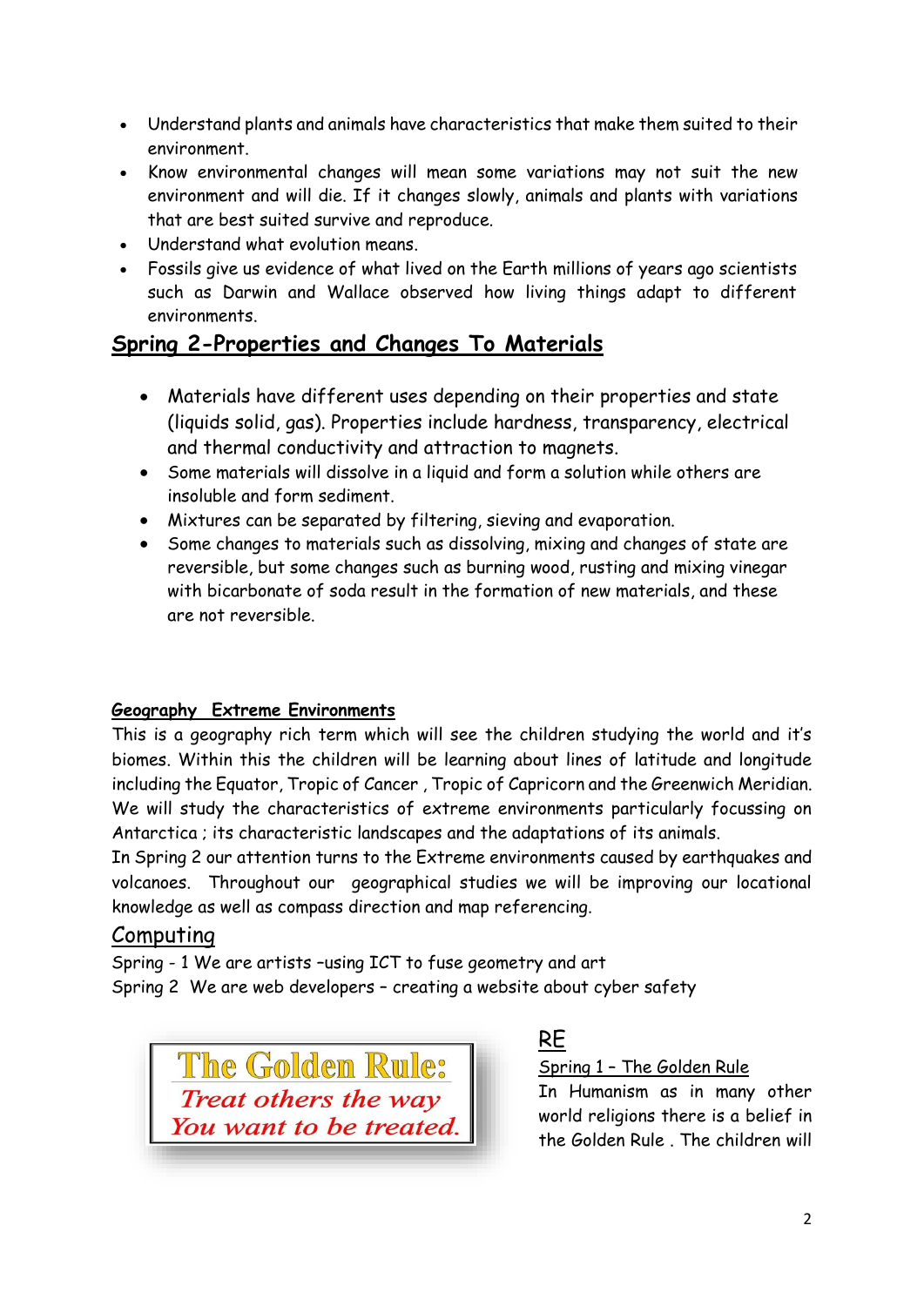- Understand plants and animals have characteristics that make them suited to their environment.
- Know environmental changes will mean some variations may not suit the new environment and will die. If it changes slowly, animals and plants with variations that are best suited survive and reproduce.
- Understand what evolution means.
- Fossils give us evidence of what lived on the Earth millions of years ago scientists such as Darwin and Wallace observed how living things adapt to different environments.

## Spring 2-Properties and Changes To Materials

- Materials have different uses depending on their properties and state (liquids solid, gas). Properties include hardness, transparency, electrical and thermal conductivity and attraction to magnets.
- Some materials will dissolve in a liquid and form a solution while others are insoluble and form sediment.
- Mixtures can be separated by filtering, sieving and evaporation.
- Some changes to materials such as dissolving, mixing and changes of state are reversible, but some changes such as burning wood, rusting and mixing vinegar with bicarbonate of soda result in the formation of new materials, and these are not reversible.

### Geography Extreme Environments

This is a geography rich term which will see the children studying the world and it's biomes. Within this the children will be learning about lines of latitude and longitude including the Equator, Tropic of Cancer , Tropic of Capricorn and the Greenwich Meridian. We will study the characteristics of extreme environments particularly focussing on Antarctica ; its characteristic landscapes and the adaptations of its animals.
In Spring 2 our attention turns to the Extreme environments caused by earthquakes and volcanoes. Throughout our geographical studies we will be improving our locational knowledge as well as compass direction and map referencing.

## Computing

Spring - 1 We are artists –using ICT to fuse geometry and art
Spring 2 We are web developers – creating a website about cyber safety

**The Golden Rule:**
*Treat others the way You want to be treated.*

## RE

Spring 1 – The Golden Rule

In Humanism as in many other world religions there is a belief in the Golden Rule . The children will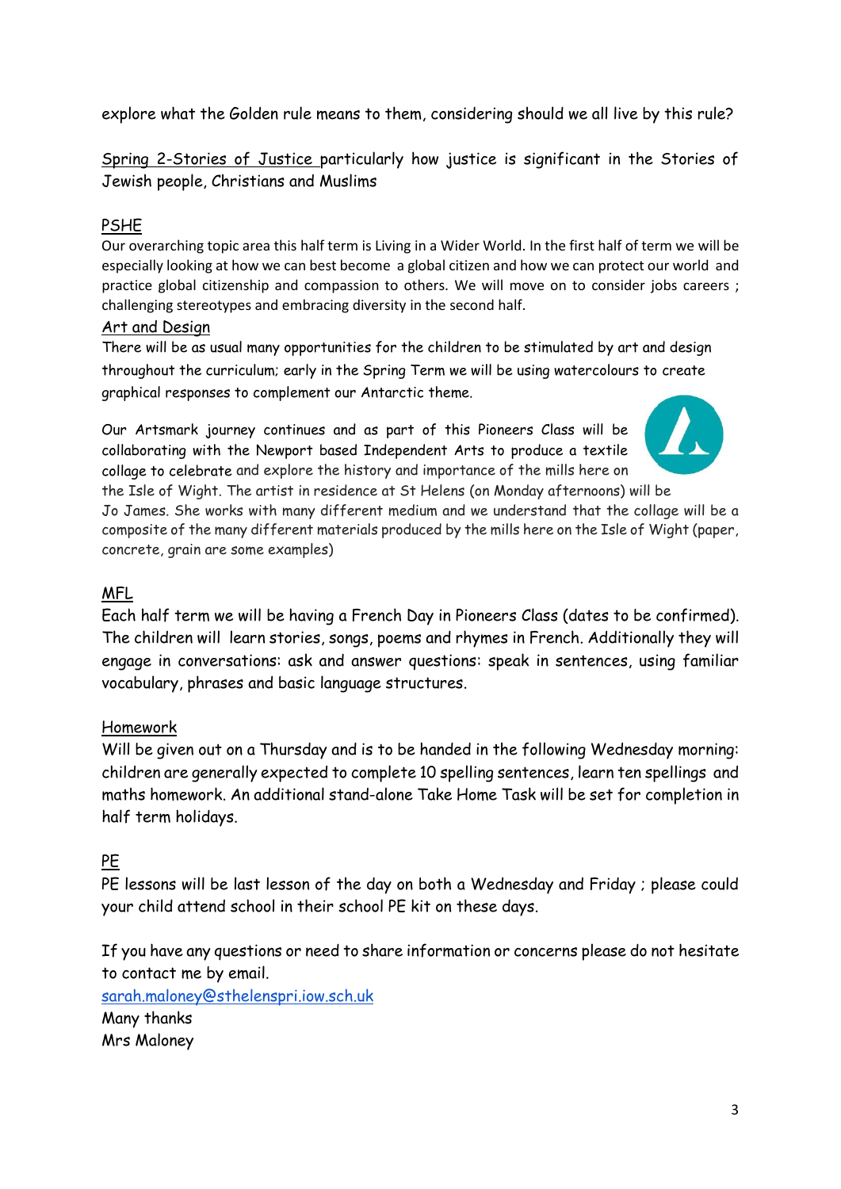explore what the Golden rule means to them, considering should we all live by this rule?

Spring 2-Stories of Justice particularly how justice is significant in the Stories of Jewish people, Christians and Muslims

## PSHE

Our overarching topic area this half term is Living in a Wider World. In the first half of term we will be especially looking at how we can best become a global citizen and how we can protect our world and practice global citizenship and compassion to others. We will move on to consider jobs careers ; challenging stereotypes and embracing diversity in the second half.

## Art and Design

There will be as usual many opportunities for the children to be stimulated by art and design throughout the curriculum; early in the Spring Term we will be using watercolours to create graphical responses to complement our Antarctic theme.

Our Artsmark journey continues and as part of this Pioneers Class will be collaborating with the Newport based Independent Arts to produce a textile collage to celebrate and explore the history and importance of the mills here on the Isle of Wight. The artist in residence at St Helens (on Monday afternoons) will be Jo James. She works with many different medium and we understand that the collage will be a composite of the many different materials produced by the mills here on the Isle of Wight (paper, concrete, grain are some examples)

## MFL

Each half term we will be having a French Day in Pioneers Class (dates to be confirmed). The children will learn stories, songs, poems and rhymes in French. Additionally they will engage in conversations: ask and answer questions: speak in sentences, using familiar vocabulary, phrases and basic language structures.

## Homework

Will be given out on a Thursday and is to be handed in the following Wednesday morning: children are generally expected to complete 10 spelling sentences, learn ten spellings and maths homework. An additional stand-alone Take Home Task will be set for completion in half term holidays.

## PE

PE lessons will be last lesson of the day on both a Wednesday and Friday ; please could your child attend school in their school PE kit on these days.

If you have any questions or need to share information or concerns please do not hesitate to contact me by email.

sarah.maloney@sthelenspri.iow.sch.uk

Many thanks

Mrs Maloney